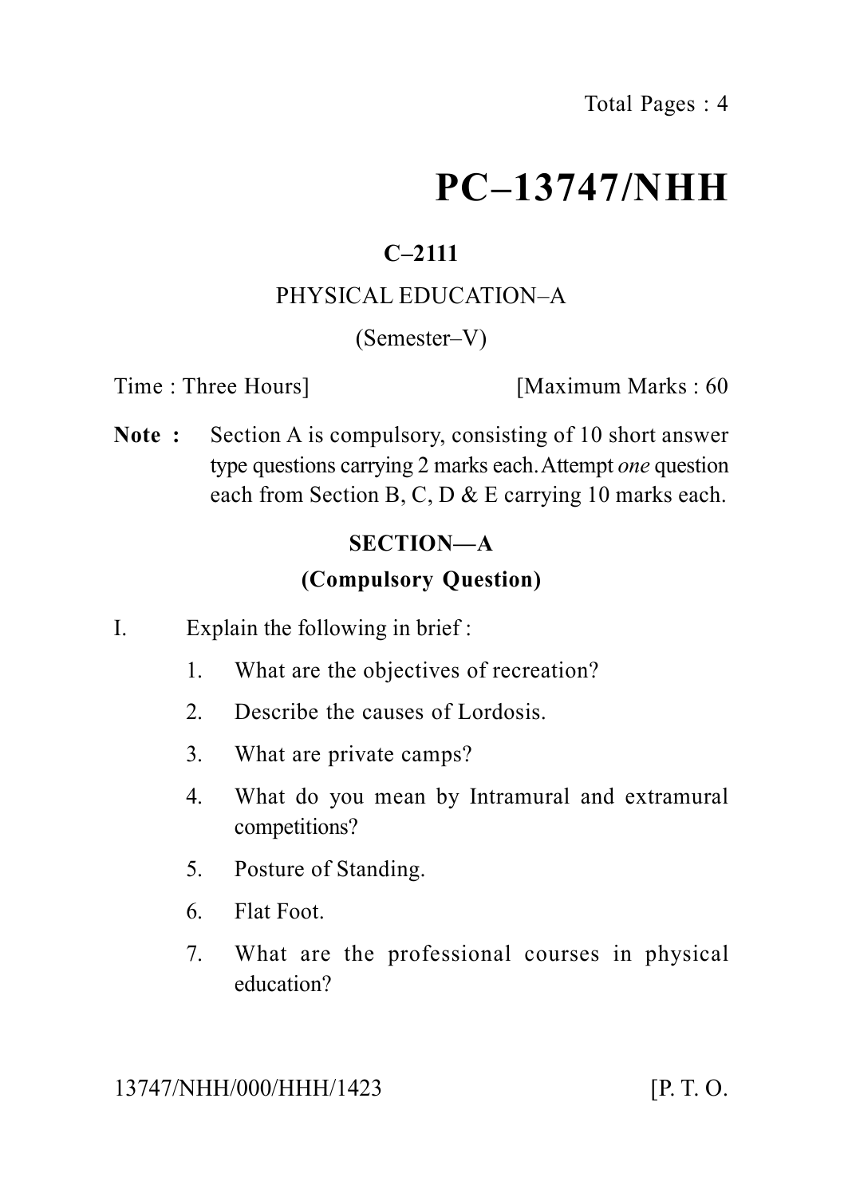# PC–13747/NHH

**C–2111**

PHYSICAL EDUCATION–A

(Semester–V)

Time : Three Hours] [Maximum Marks : 60

**Note :** Section A is compulsory, consisting of 10 short answer type questions carrying 2 marks each. Attempt *one* question each from Section B, C, D & E carrying 10 marks each.

## SECTION—A

### (Compulsory Question)

I. Explain the following in brief :

1. What are the objectives of recreation?
2. Describe the causes of Lordosis.
3. What are private camps?
4. What do you mean by Intramural and extramural competitions?
5. Posture of Standing.
6. Flat Foot.
7. What are the professional courses in physical education?

13747/NHH/000/HHH/1423 [P. T. O.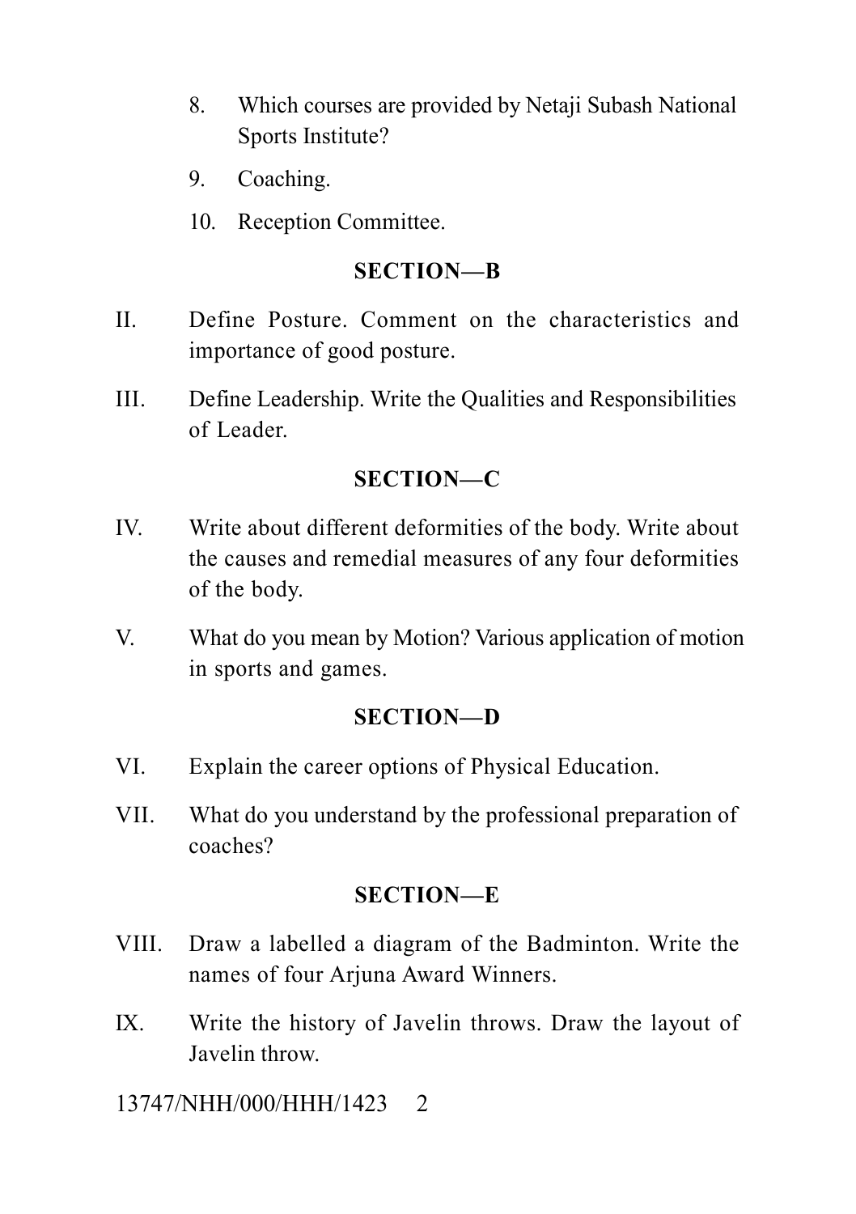8. Which courses are provided by Netaji Subash National Sports Institute?

9. Coaching.

10. Reception Committee.

## SECTION—B

II. Define Posture. Comment on the characteristics and importance of good posture.

III. Define Leadership. Write the Qualities and Responsibilities of Leader.

## SECTION—C

IV. Write about different deformities of the body. Write about the causes and remedial measures of any four deformities of the body.

V. What do you mean by Motion? Various application of motion in sports and games.

## SECTION—D

VI. Explain the career options of Physical Education.

VII. What do you understand by the professional preparation of coaches?

## SECTION—E

VIII. Draw a labelled a diagram of the Badminton. Write the names of four Arjuna Award Winners.

IX. Write the history of Javelin throws. Draw the layout of Javelin throw.

13747/NHH/000/HHH/1423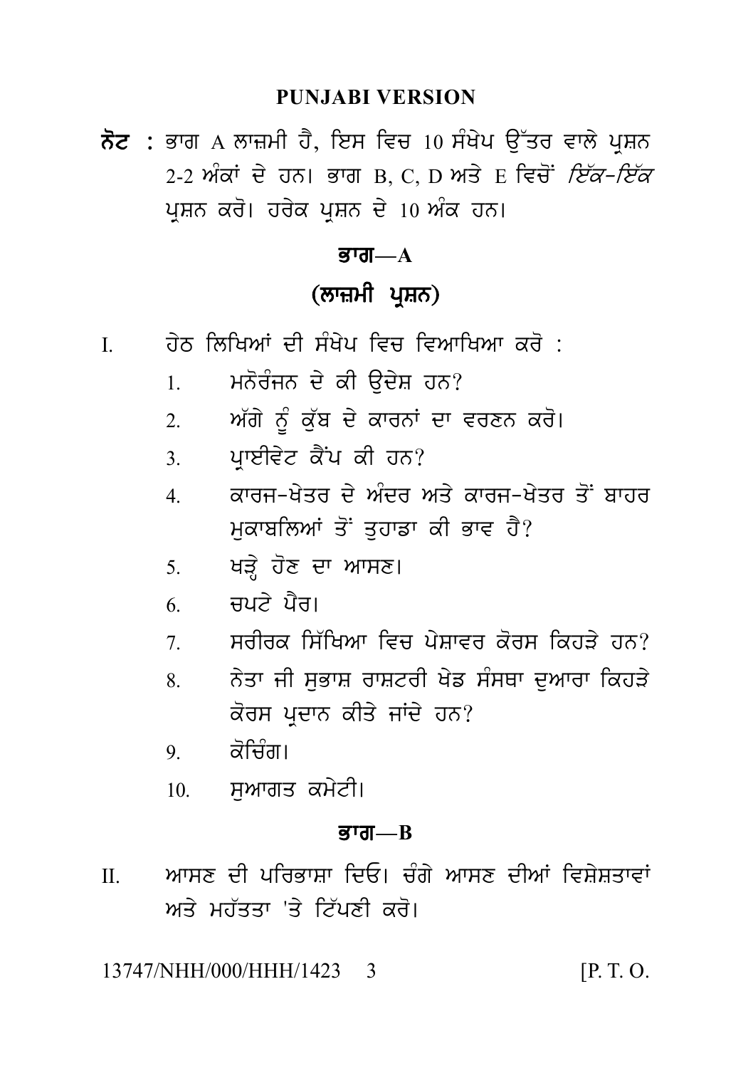**PUNJABI VERSION**

**ਨੋਟ** : ਭਾਗ A ਲਾਜ਼ਮੀ ਹੈ, ਇਸ ਵਿਚ 10 ਸੰਖੇਪ ਉੱਤਰ ਵਾਲੇ ਪ੍ਰਸ਼ਨ 2-2 ਅੰਕਾਂ ਦੇ ਹਨ। ਭਾਗ B, C, D ਅਤੇ E ਵਿਚੋਂ *ਇੱਕ-ਇੱਕ* ਪ੍ਰਸ਼ਨ ਕਰੋ। ਹਰੇਕ ਪ੍ਰਸ਼ਨ ਦੇ 10 ਅੰਕ ਹਨ।

## ਭਾਗ—A

## (ਲਾਜ਼ਮੀ ਪ੍ਰਸ਼ਨ)

I. ਹੇਠ ਲਿਖਿਆਂ ਦੀ ਸੰਖੇਪ ਵਿਚ ਵਿਆਖਿਆ ਕਰੋ :

1. ਮਨੋਰੰਜਨ ਦੇ ਕੀ ਉਦੇਸ਼ ਹਨ?
2. ਅੱਗੇ ਨੂੰ ਕੁੱਬ ਦੇ ਕਾਰਨਾਂ ਦਾ ਵਰਣਨ ਕਰੋ।
3. ਪ੍ਰਾਈਵੇਟ ਕੈਂਪ ਕੀ ਹਨ?
4. ਕਾਰਜ-ਖੇਤਰ ਦੇ ਅੰਦਰ ਅਤੇ ਕਾਰਜ-ਖੇਤਰ ਤੋਂ ਬਾਹਰ ਮੁਕਾਬਲਿਆਂ ਤੋਂ ਤੁਹਾਡਾ ਕੀ ਭਾਵ ਹੈ?
5. ਖੜ੍ਹੇ ਹੋਣ ਦਾ ਆਸਣ।
6. ਚਪਟੇ ਪੈਰ।
7. ਸਰੀਰਕ ਸਿੱਖਿਆ ਵਿਚ ਪੇਸ਼ਾਵਰ ਕੋਰਸ ਕਿਹੜੇ ਹਨ?
8. ਨੇਤਾ ਜੀ ਸੁਭਾਸ਼ ਰਾਸ਼ਟਰੀ ਖੇਡ ਸੰਸਥਾ ਦੁਆਰਾ ਕਿਹੜੇ ਕੋਰਸ ਪ੍ਰਦਾਨ ਕੀਤੇ ਜਾਂਦੇ ਹਨ?
9. ਕੋਚਿੰਗ।
10. ਸੁਆਗਤ ਕਮੇਟੀ।

## ਭਾਗ—B

II. ਆਸਣ ਦੀ ਪਰਿਭਾਸ਼ਾ ਦਿਓ। ਚੰਗੇ ਆਸਣ ਦੀਆਂ ਵਿਸ਼ੇਸ਼ਤਾਵਾਂ ਅਤੇ ਮਹੱਤਤਾ 'ਤੇ ਟਿੱਪਣੀ ਕਰੋ।

13747/NHH/000/HHH/1423 [P. T. O.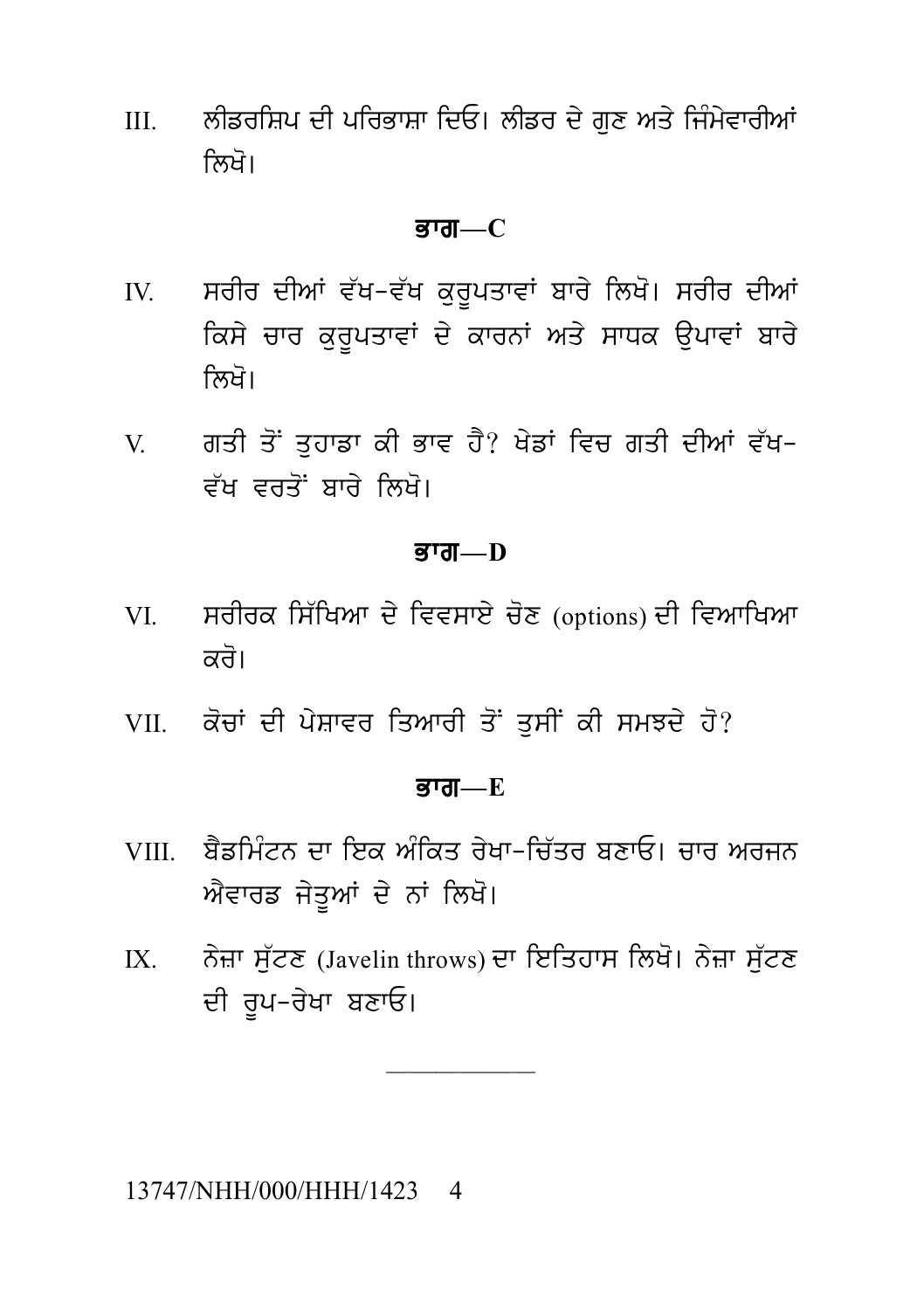III. ਲੀਡਰਸ਼ਿਪ ਦੀ ਪਰਿਭਾਸ਼ਾ ਦਿਓ। ਲੀਡਰ ਦੇ ਗੁਣ ਅਤੇ ਜਿੰਮੇਵਾਰੀਆਂ ਲਿਖੋ।

### ਭਾਗ—C

IV. ਸਰੀਰ ਦੀਆਂ ਵੱਖ-ਵੱਖ ਕੁਰੂਪਤਾਵਾਂ ਬਾਰੇ ਲਿਖੋ। ਸਰੀਰ ਦੀਆਂ ਕਿਸੇ ਚਾਰ ਕੁਰੂਪਤਾਵਾਂ ਦੇ ਕਾਰਨਾਂ ਅਤੇ ਸਾਧਕ ਉਪਾਵਾਂ ਬਾਰੇ ਲਿਖੋ।

V. ਗਤੀ ਤੋਂ ਤੁਹਾਡਾ ਕੀ ਭਾਵ ਹੈ? ਖੇਡਾਂ ਵਿਚ ਗਤੀ ਦੀਆਂ ਵੱਖ-ਵੱਖ ਵਰਤੋਂ ਬਾਰੇ ਲਿਖੋ।

### ਭਾਗ—D

VI. ਸਰੀਰਕ ਸਿੱਖਿਆ ਦੇ ਵਿਵਸਾਏ ਚੋਣ (options) ਦੀ ਵਿਆਖਿਆ ਕਰੋ।

VII. ਕੋਚਾਂ ਦੀ ਪੇਸ਼ਾਵਰ ਤਿਆਰੀ ਤੋਂ ਤੁਸੀਂ ਕੀ ਸਮਝਦੇ ਹੋ?

### ਭਾਗ—E

VIII. ਬੈਡਮਿੰਟਨ ਦਾ ਇਕ ਅੰਕਿਤ ਰੇਖਾ-ਚਿੱਤਰ ਬਣਾਓ। ਚਾਰ ਅਰਜਨ ਐਵਾਰਡ ਜੇਤੂਆਂ ਦੇ ਨਾਂ ਲਿਖੋ।

IX. ਨੇਜ਼ਾ ਸੁੱਟਣ (Javelin throws) ਦਾ ਇਤਿਹਾਸ ਲਿਖੋ। ਨੇਜ਼ਾ ਸੁੱਟਣ ਦੀ ਰੂਪ-ਰੇਖਾ ਬਣਾਓ।

13747/NHH/000/HHH/1423